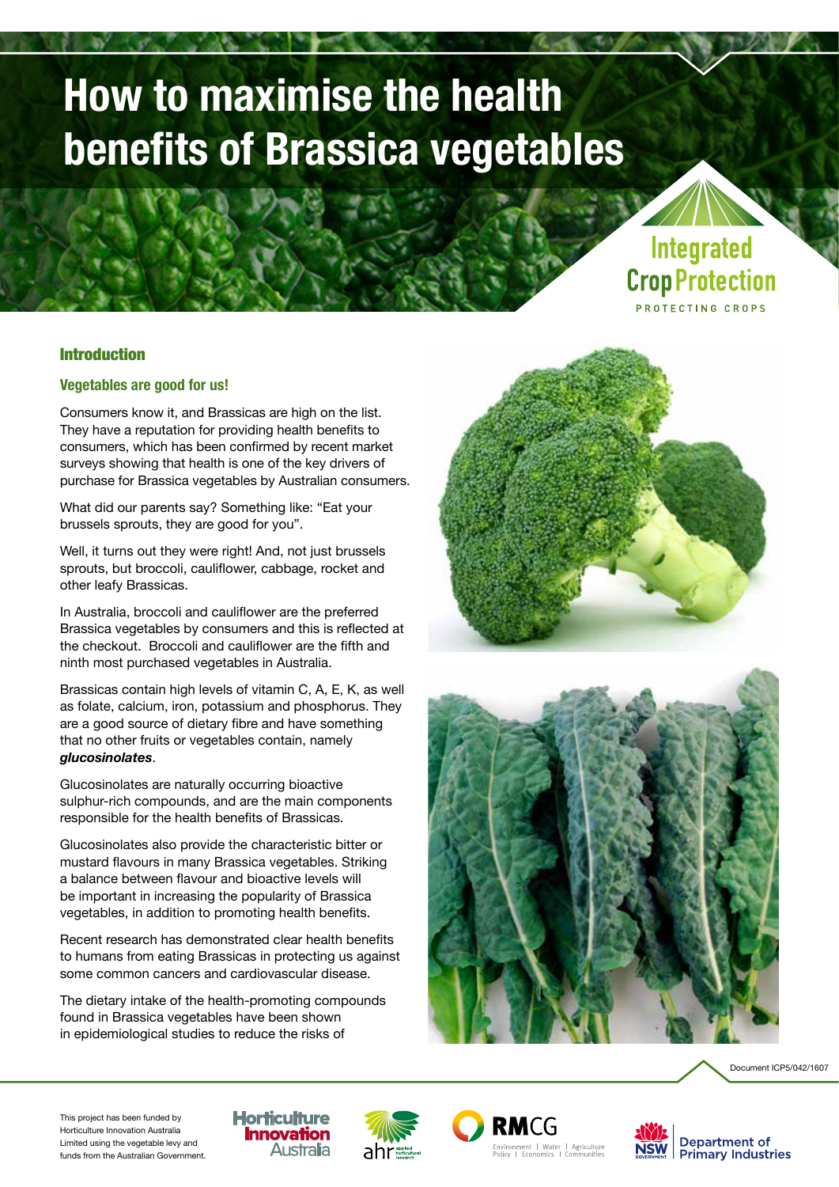# How to maximise the health benefits of Brassica vegetables

Integrated Crop Protection

PROTECTING CROPS

## Introduction

### Vegetables are good for us!

Consumers know it, and Brassicas are high on the list. They have a reputation for providing health benefits to consumers, which has been confirmed by recent market surveys showing that health is one of the key drivers of purchase for Brassica vegetables by Australian consumers.

What did our parents say? Something like: "Eat your brussels sprouts, they are good for you".

Well, it turns out they were right! And, not just brussels sprouts, but broccoli, cauliflower, cabbage, rocket and other leafy Brassicas.

In Australia, broccoli and cauliflower are the preferred Brassica vegetables by consumers and this is reflected at the checkout. Broccoli and cauliflower are the fifth and ninth most purchased vegetables in Australia.

Brassicas contain high levels of vitamin C, A, E, K, as well as folate, calcium, iron, potassium and phosphorus. They are a good source of dietary fibre and have something that no other fruits or vegetables contain, namely ***glucosinolates***.

Glucosinolates are naturally occurring bioactive sulphur-rich compounds, and are the main components responsible for the health benefits of Brassicas.

Glucosinolates also provide the characteristic bitter or mustard flavours in many Brassica vegetables. Striking a balance between flavour and bioactive levels will be important in increasing the popularity of Brassica vegetables, in addition to promoting health benefits.

Recent research has demonstrated clear health benefits to humans from eating Brassicas in protecting us against some common cancers and cardiovascular disease.

The dietary intake of the health-promoting compounds found in Brassica vegetables have been shown in epidemiological studies to reduce the risks of

Document ICP5/042/1607

This project has been funded by Horticulture Innovation Australia Limited using the vegetable levy and funds from the Australian Government.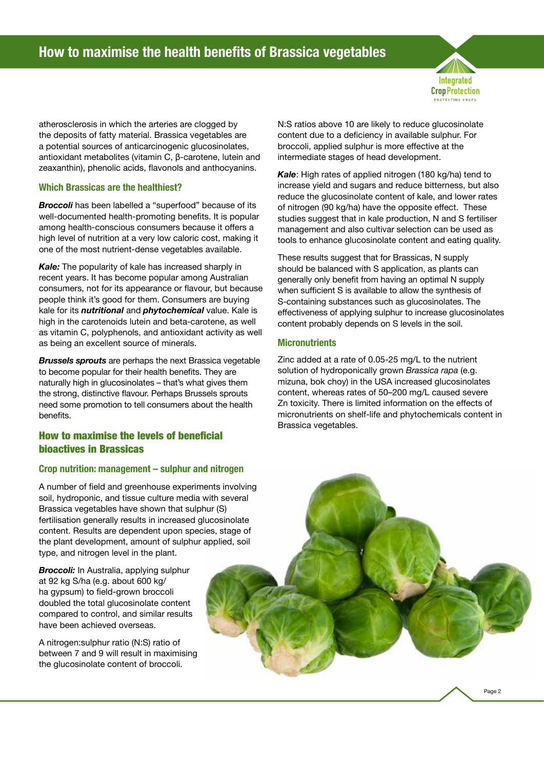atherosclerosis in which the arteries are clogged by the deposits of fatty material. Brassica vegetables are a potential sources of anticarcinogenic glucosinolates, antioxidant metabolites (vitamin C, β-carotene, lutein and zeaxanthin), phenolic acids, flavonols and anthocyanins.

### Which Brassicas are the healthiest?

***Broccoli*** has been labelled a "superfood" because of its well-documented health-promoting benefits. It is popular among health-conscious consumers because it offers a high level of nutrition at a very low caloric cost, making it one of the most nutrient-dense vegetables available.

***Kale:*** The popularity of kale has increased sharply in recent years. It has become popular among Australian consumers, not for its appearance or flavour, but because people think it's good for them. Consumers are buying kale for its ***nutritional*** and ***phytochemical*** value. Kale is high in the carotenoids lutein and beta-carotene, as well as vitamin C, polyphenols, and antioxidant activity as well as being an excellent source of minerals.

***Brussels sprouts*** are perhaps the next Brassica vegetable to become popular for their health benefits. They are naturally high in glucosinolates – that's what gives them the strong, distinctive flavour. Perhaps Brussels sprouts need some promotion to tell consumers about the health benefits.

## How to maximise the levels of beneficial bioactives in Brassicas

### Crop nutrition: management – sulphur and nitrogen

A number of field and greenhouse experiments involving soil, hydroponic, and tissue culture media with several Brassica vegetables have shown that sulphur (S) fertilisation generally results in increased glucosinolate content. Results are dependent upon species, stage of the plant development, amount of sulphur applied, soil type, and nitrogen level in the plant.

***Broccoli:*** In Australia, applying sulphur at 92 kg S/ha (e.g. about 600 kg/ha gypsum) to field-grown broccoli doubled the total glucosinolate content compared to control, and similar results have been achieved overseas.

A nitrogen:sulphur ratio (N:S) ratio of between 7 and 9 will result in maximising the glucosinolate content of broccoli. N:S ratios above 10 are likely to reduce glucosinolate content due to a deficiency in available sulphur. For broccoli, applied sulphur is more effective at the intermediate stages of head development.

***Kale***: High rates of applied nitrogen (180 kg/ha) tend to increase yield and sugars and reduce bitterness, but also reduce the glucosinolate content of kale, and lower rates of nitrogen (90 kg/ha) have the opposite effect. These studies suggest that in kale production, N and S fertiliser management and also cultivar selection can be used as tools to enhance glucosinolate content and eating quality.

These results suggest that for Brassicas, N supply should be balanced with S application, as plants can generally only benefit from having an optimal N supply when sufficient S is available to allow the synthesis of S-containing substances such as glucosinolates. The effectiveness of applying sulphur to increase glucosinolates content probably depends on S levels in the soil.

### Micronutrients

Zinc added at a rate of 0.05-25 mg/L to the nutrient solution of hydroponically grown *Brassica rapa* (e.g. mizuna, bok choy) in the USA increased glucosinolates content, whereas rates of 50–200 mg/L caused severe Zn toxicity. There is limited information on the effects of micronutrients on shelf-life and phytochemicals content in Brassica vegetables.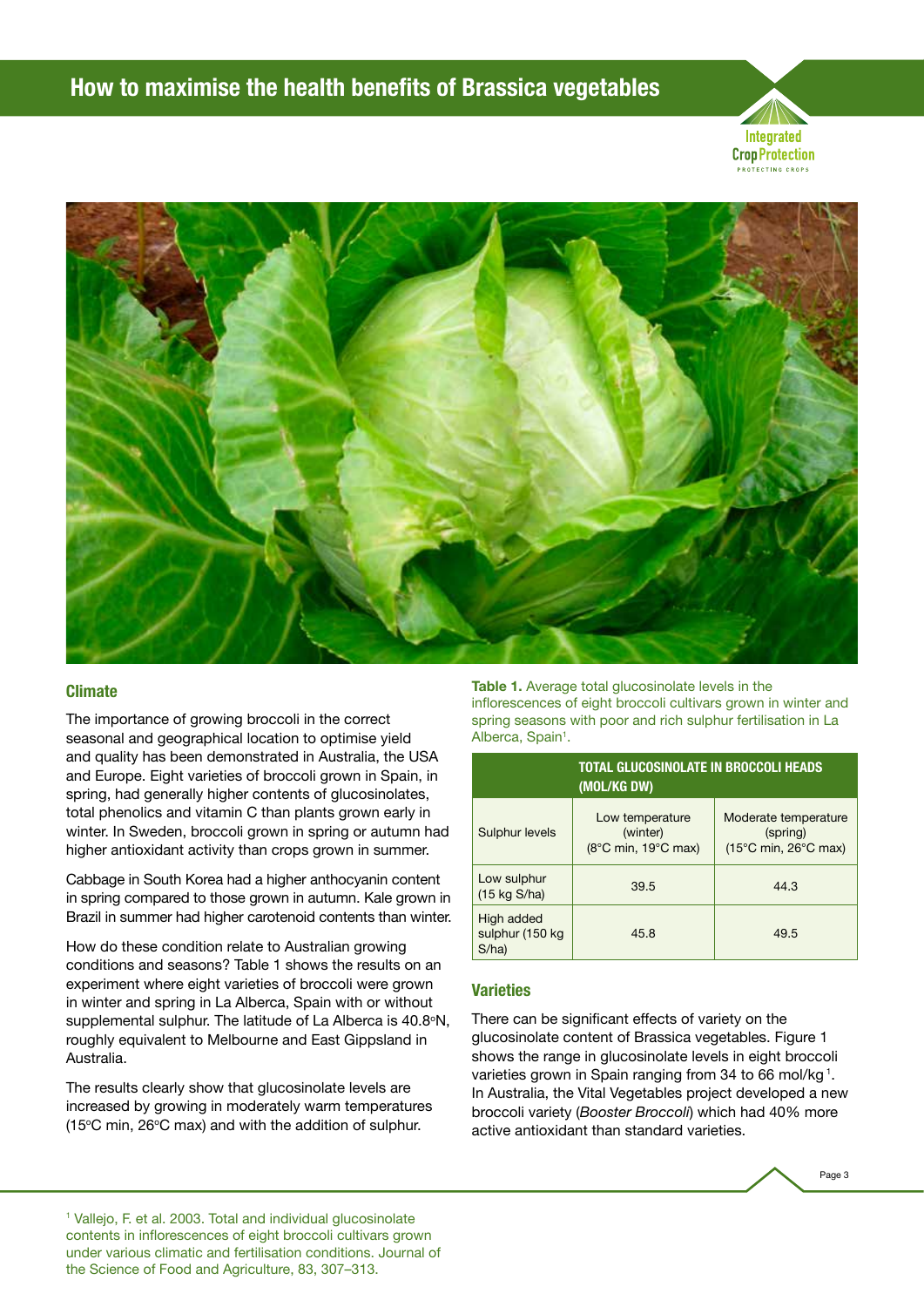## Climate

The importance of growing broccoli in the correct seasonal and geographical location to optimise yield and quality has been demonstrated in Australia, the USA and Europe. Eight varieties of broccoli grown in Spain, in spring, had generally higher contents of glucosinolates, total phenolics and vitamin C than plants grown early in winter. In Sweden, broccoli grown in spring or autumn had higher antioxidant activity than crops grown in summer.

Cabbage in South Korea had a higher anthocyanin content in spring compared to those grown in autumn. Kale grown in Brazil in summer had higher carotenoid contents than winter.

How do these condition relate to Australian growing conditions and seasons? Table 1 shows the results on an experiment where eight varieties of broccoli were grown in winter and spring in La Alberca, Spain with or without supplemental sulphur. The latitude of La Alberca is 40.8°N, roughly equivalent to Melbourne and East Gippsland in Australia.

The results clearly show that glucosinolate levels are increased by growing in moderately warm temperatures (15°C min, 26°C max) and with the addition of sulphur.

**Table 1.** Average total glucosinolate levels in the inflorescences of eight broccoli cultivars grown in winter and spring seasons with poor and rich sulphur fertilisation in La Alberca, Spain[1].

| | TOTAL GLUCOSINOLATE IN BROCCOLI HEADS (MOL/KG DW) | |
|---|---|---|
| Sulphur levels | Low temperature (winter) (8°C min, 19°C max) | Moderate temperature (spring) (15°C min, 26°C max) |
| Low sulphur (15 kg S/ha) | 39.5 | 44.3 |
| High added sulphur (150 kg S/ha) | 45.8 | 49.5 |

## Varieties

There can be significant effects of variety on the glucosinolate content of Brassica vegetables. Figure 1 shows the range in glucosinolate levels in eight broccoli varieties grown in Spain ranging from 34 to 66 mol/kg[1]. In Australia, the Vital Vegetables project developed a new broccoli variety (*Booster Broccoli*) which had 40% more active antioxidant than standard varieties.

[1] Vallejo, F. et al. 2003. Total and individual glucosinolate contents in inflorescences of eight broccoli cultivars grown under various climatic and fertilisation conditions. Journal of the Science of Food and Agriculture, 83, 307–313.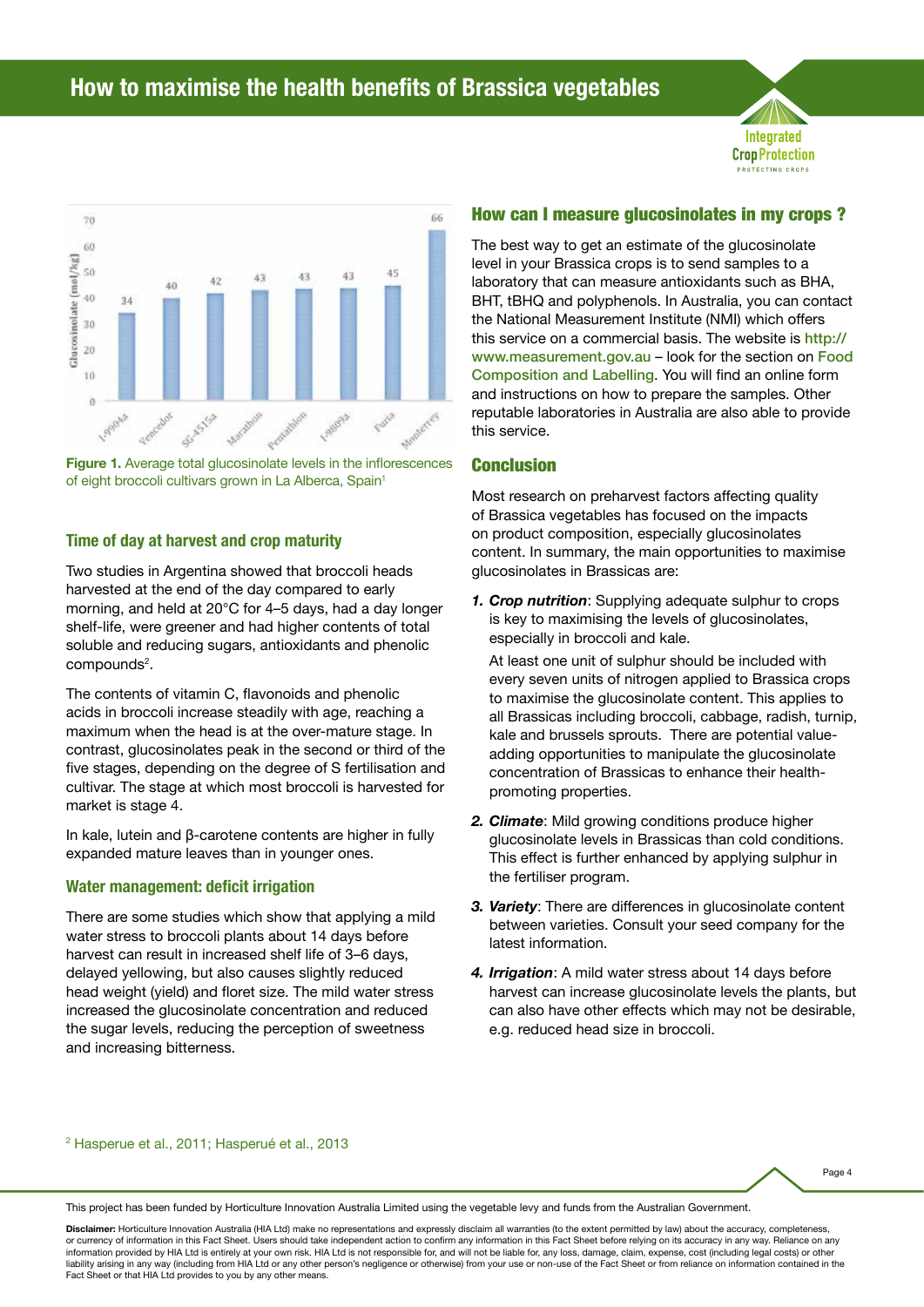# How to maximise the health benefits of Brassica vegetables

Glucosinolate (mol/kg)

70
60
50
40
30
20
10
0

34
40
42
43
43
43
45
66

I-9904a
Vencedor
SG-4515a
Marathon
Pentathlon
I-9809a
Furia
Monterrey

**Figure 1.** Average total glucosinolate levels in the inflorescences of eight broccoli cultivars grown in La Alberca, Spain[1]

## Time of day at harvest and crop maturity

Two studies in Argentina showed that broccoli heads harvested at the end of the day compared to early morning, and held at 20°C for 4–5 days, had a day longer shelf-life, were greener and had higher contents of total soluble and reducing sugars, antioxidants and phenolic compounds[2].

The contents of vitamin C, flavonoids and phenolic acids in broccoli increase steadily with age, reaching a maximum when the head is at the over-mature stage. In contrast, glucosinolates peak in the second or third of the five stages, depending on the degree of S fertilisation and cultivar. The stage at which most broccoli is harvested for market is stage 4.

In kale, lutein and β-carotene contents are higher in fully expanded mature leaves than in younger ones.

## Water management: deficit irrigation

There are some studies which show that applying a mild water stress to broccoli plants about 14 days before harvest can result in increased shelf life of 3–6 days, delayed yellowing, but also causes slightly reduced head weight (yield) and floret size. The mild water stress increased the glucosinolate concentration and reduced the sugar levels, reducing the perception of sweetness and increasing bitterness.

## How can I measure glucosinolates in my crops ?

The best way to get an estimate of the glucosinolate level in your Brassica crops is to send samples to a laboratory that can measure antioxidants such as BHA, BHT, tBHQ and polyphenols. In Australia, you can contact the National Measurement Institute (NMI) which offers this service on a commercial basis. The website is http://www.measurement.gov.au – look for the section on Food Composition and Labelling. You will find an online form and instructions on how to prepare the samples. Other reputable laboratories in Australia are also able to provide this service.

## Conclusion

Most research on preharvest factors affecting quality of Brassica vegetables has focused on the impacts on product composition, especially glucosinolates content. In summary, the main opportunities to maximise glucosinolates in Brassicas are:

1. ***Crop nutrition***: Supplying adequate sulphur to crops is key to maximising the levels of glucosinolates, especially in broccoli and kale.

   At least one unit of sulphur should be included with every seven units of nitrogen applied to Brassica crops to maximise the glucosinolate content. This applies to all Brassicas including broccoli, cabbage, radish, turnip, kale and brussels sprouts. There are potential value-adding opportunities to manipulate the glucosinolate concentration of Brassicas to enhance their health-promoting properties.

2. ***Climate***: Mild growing conditions produce higher glucosinolate levels in Brassicas than cold conditions. This effect is further enhanced by applying sulphur in the fertiliser program.

3. ***Variety***: There are differences in glucosinolate content between varieties. Consult your seed company for the latest information.

4. ***Irrigation***: A mild water stress about 14 days before harvest can increase glucosinolate levels the plants, but can also have other effects which may not be desirable, e.g. reduced head size in broccoli.

[2] Hasperue et al., 2011; Hasperué et al., 2013

This project has been funded by Horticulture Innovation Australia Limited using the vegetable levy and funds from the Australian Government.

**Disclaimer:** Horticulture Innovation Australia (HIA Ltd) make no representations and expressly disclaim all warranties (to the extent permitted by law) about the accuracy, completeness, or currency of information in this Fact Sheet. Users should take independent action to confirm any information in this Fact Sheet before relying on its accuracy in any way. Reliance on any information provided by HIA Ltd is entirely at your own risk. HIA Ltd is not responsible for, and will not be liable for, any loss, damage, claim, expense, cost (including legal costs) or other liability arising in any way (including from HIA Ltd or any other person's negligence or otherwise) from your use or non-use of the Fact Sheet or from reliance on information contained in the Fact Sheet or that HIA Ltd provides to you by any other means.